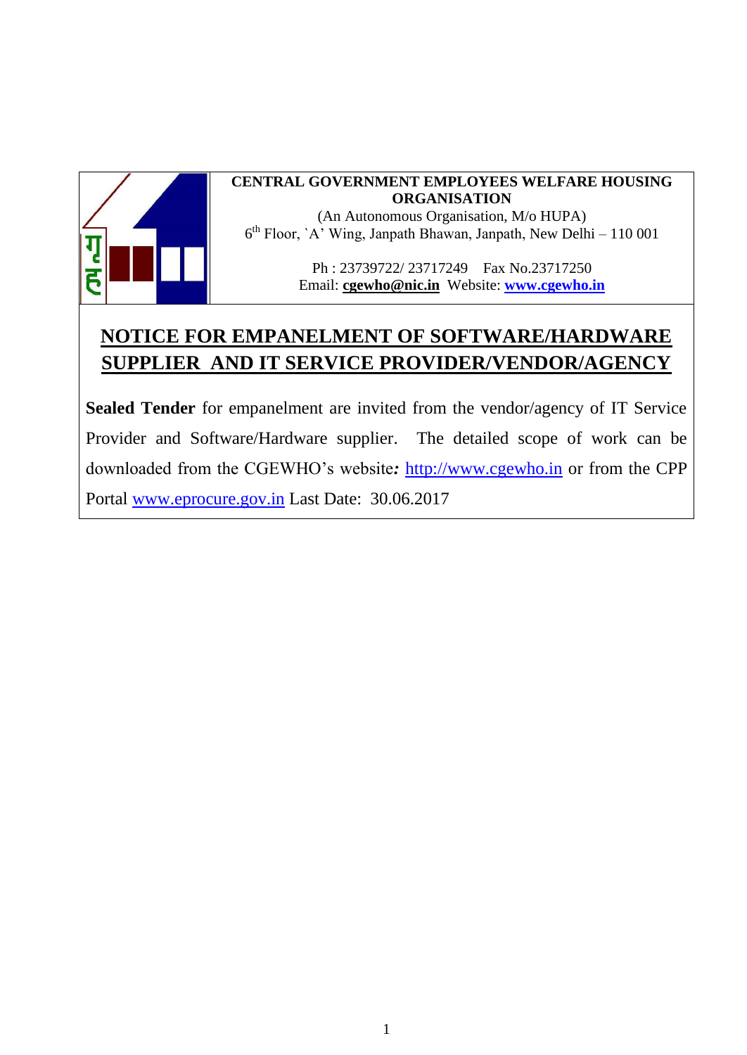**CENTRAL GOVERNMENT EMPLOYEES WELFARE HOUSING ORGANISATION**

(An Autonomous Organisation, M/o HUPA)

6th Floor, `A' Wing, Janpath Bhawan, Janpath, New Delhi – 110 001

Ph : 23739722/ 23717249 Fax No.23717250

Email: **cgewho@nic.in** Website: **www.cgewho.in**

# NOTICE FOR EMPANELMENT OF SOFTWARE/HARDWARE SUPPLIER AND IT SERVICE PROVIDER/VENDOR/AGENCY

**Sealed Tender** for empanelment are invited from the vendor/agency of IT Service Provider and Software/Hardware supplier. The detailed scope of work can be downloaded from the CGEWHO's website***:*** http://www.cgewho.in or from the CPP Portal www.eprocure.gov.in Last Date: 30.06.2017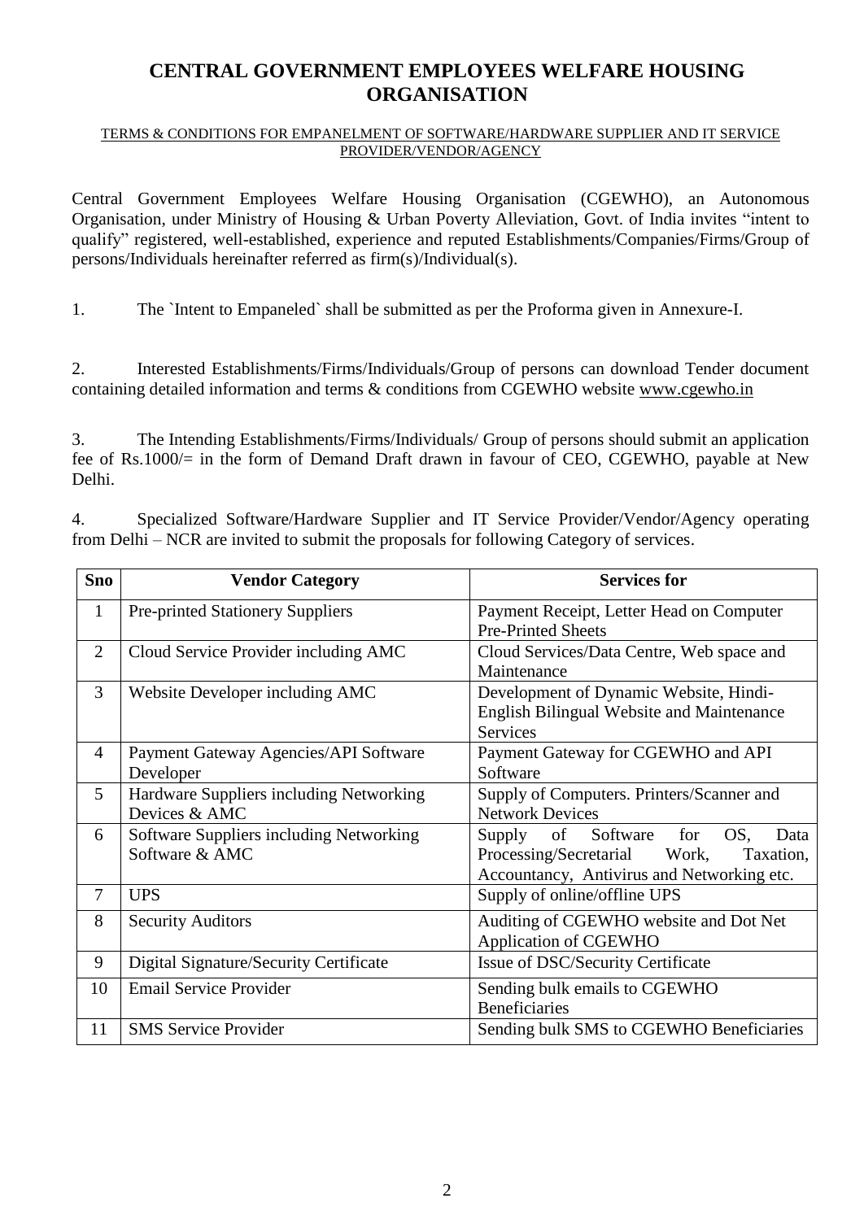# CENTRAL GOVERNMENT EMPLOYEES WELFARE HOUSING ORGANISATION

TERMS & CONDITIONS FOR EMPANELMENT OF SOFTWARE/HARDWARE SUPPLIER AND IT SERVICE PROVIDER/VENDOR/AGENCY

Central Government Employees Welfare Housing Organisation (CGEWHO), an Autonomous Organisation, under Ministry of Housing & Urban Poverty Alleviation, Govt. of India invites "intent to qualify" registered, well-established, experience and reputed Establishments/Companies/Firms/Group of persons/Individuals hereinafter referred as firm(s)/Individual(s).

1. The `Intent to Empaneled` shall be submitted as per the Proforma given in Annexure-I.

2. Interested Establishments/Firms/Individuals/Group of persons can download Tender document containing detailed information and terms & conditions from CGEWHO website www.cgewho.in

3. The Intending Establishments/Firms/Individuals/ Group of persons should submit an application fee of Rs.1000/= in the form of Demand Draft drawn in favour of CEO, CGEWHO, payable at New Delhi.

4. Specialized Software/Hardware Supplier and IT Service Provider/Vendor/Agency operating from Delhi – NCR are invited to submit the proposals for following Category of services.

| Sno | Vendor Category | Services for |
|---|---|---|
| 1 | Pre-printed Stationery Suppliers | Payment Receipt, Letter Head on Computer Pre-Printed Sheets |
| 2 | Cloud Service Provider including AMC | Cloud Services/Data Centre, Web space and Maintenance |
| 3 | Website Developer including AMC | Development of Dynamic Website, Hindi-English Bilingual Website and Maintenance Services |
| 4 | Payment Gateway Agencies/API Software Developer | Payment Gateway for CGEWHO and API Software |
| 5 | Hardware Suppliers including Networking Devices & AMC | Supply of Computers. Printers/Scanner and Network Devices |
| 6 | Software Suppliers including Networking Software & AMC | Supply of Software for OS, Data Processing/Secretarial Work, Taxation, Accountancy, Antivirus and Networking etc. |
| 7 | UPS | Supply of online/offline UPS |
| 8 | Security Auditors | Auditing of CGEWHO website and Dot Net Application of CGEWHO |
| 9 | Digital Signature/Security Certificate | Issue of DSC/Security Certificate |
| 10 | Email Service Provider | Sending bulk emails to CGEWHO Beneficiaries |
| 11 | SMS Service Provider | Sending bulk SMS to CGEWHO Beneficiaries |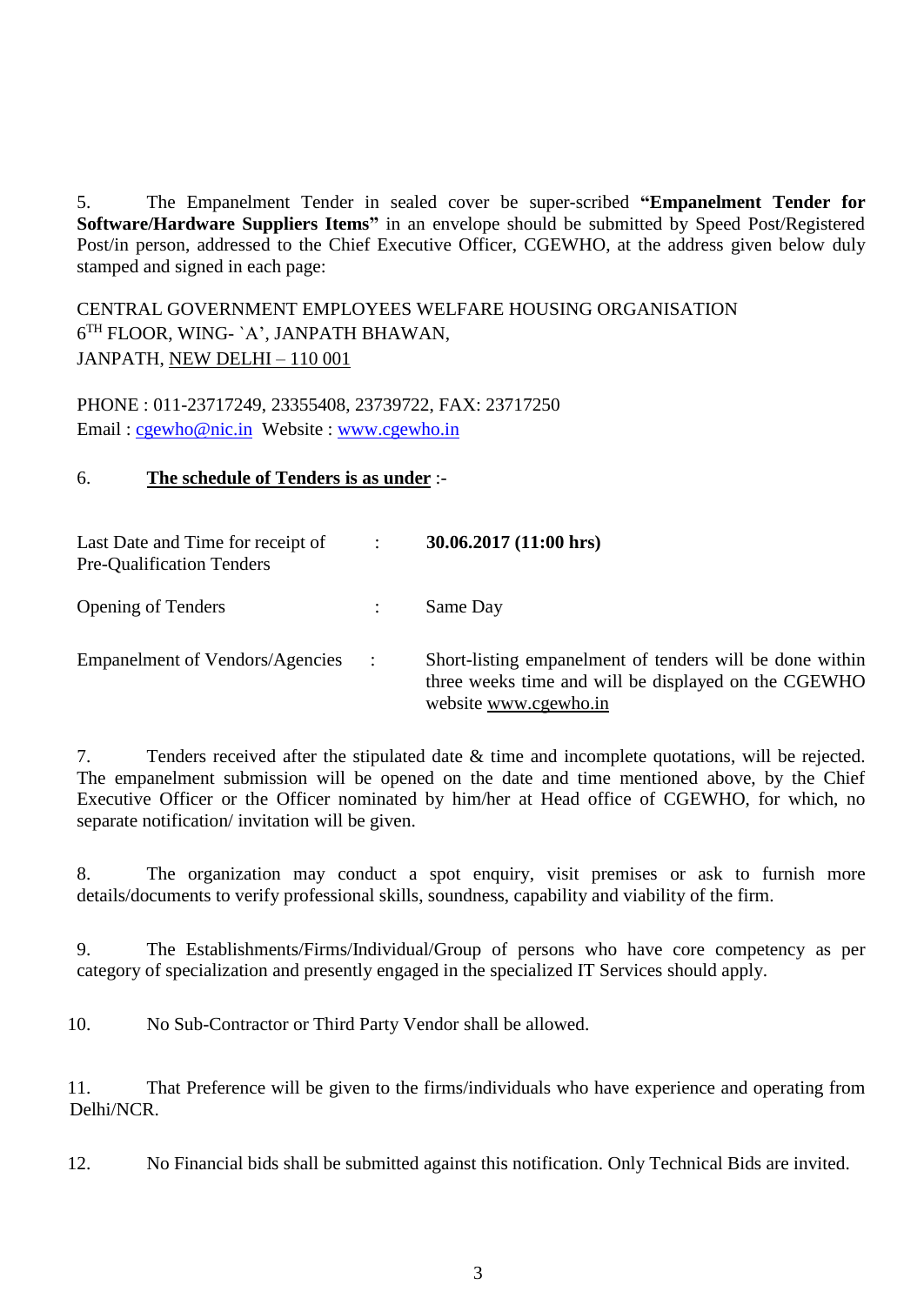5. The Empanelment Tender in sealed cover be super-scribed **"Empanelment Tender for Software/Hardware Suppliers Items"** in an envelope should be submitted by Speed Post/Registered Post/in person, addressed to the Chief Executive Officer, CGEWHO, at the address given below duly stamped and signed in each page:

CENTRAL GOVERNMENT EMPLOYEES WELFARE HOUSING ORGANISATION
6TH FLOOR, WING- `A', JANPATH BHAWAN,
JANPATH, NEW DELHI – 110 001

PHONE : 011-23717249, 23355408, 23739722, FAX: 23717250
Email : cgewho@nic.in Website : www.cgewho.in

6. **The schedule of Tenders is as under** :-

| | | |
|---|---|---|
| Last Date and Time for receipt of Pre-Qualification Tenders | : | **30.06.2017 (11:00 hrs)** |
| Opening of Tenders | : | Same Day |
| Empanelment of Vendors/Agencies | : | Short-listing empanelment of tenders will be done within three weeks time and will be displayed on the CGEWHO website www.cgewho.in |

7. Tenders received after the stipulated date & time and incomplete quotations, will be rejected. The empanelment submission will be opened on the date and time mentioned above, by the Chief Executive Officer or the Officer nominated by him/her at Head office of CGEWHO, for which, no separate notification/ invitation will be given.

8. The organization may conduct a spot enquiry, visit premises or ask to furnish more details/documents to verify professional skills, soundness, capability and viability of the firm.

9. The Establishments/Firms/Individual/Group of persons who have core competency as per category of specialization and presently engaged in the specialized IT Services should apply.

10. No Sub-Contractor or Third Party Vendor shall be allowed.

11. That Preference will be given to the firms/individuals who have experience and operating from Delhi/NCR.

12. No Financial bids shall be submitted against this notification. Only Technical Bids are invited.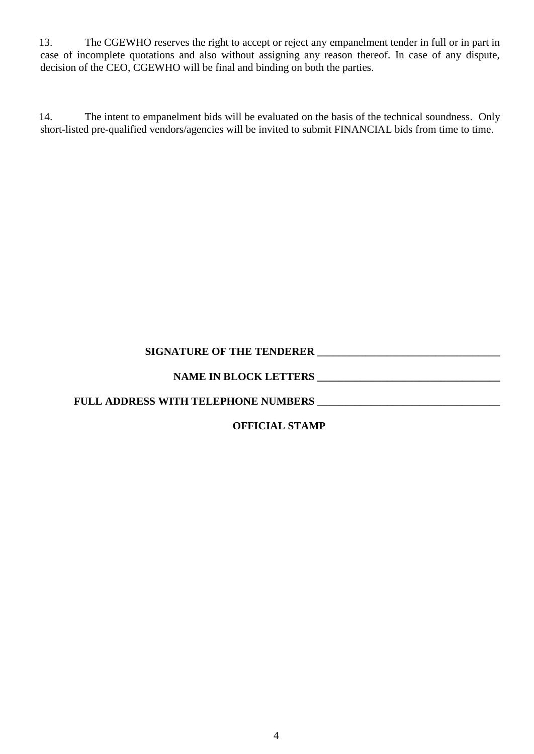13. The CGEWHO reserves the right to accept or reject any empanelment tender in full or in part in case of incomplete quotations and also without assigning any reason thereof. In case of any dispute, decision of the CEO, CGEWHO will be final and binding on both the parties.

14. The intent to empanelment bids will be evaluated on the basis of the technical soundness. Only short-listed pre-qualified vendors/agencies will be invited to submit FINANCIAL bids from time to time.

**SIGNATURE OF THE TENDERER** ___________________________________

**NAME IN BLOCK LETTERS** ___________________________________

**FULL ADDRESS WITH TELEPHONE NUMBERS** ___________________________________

**OFFICIAL STAMP**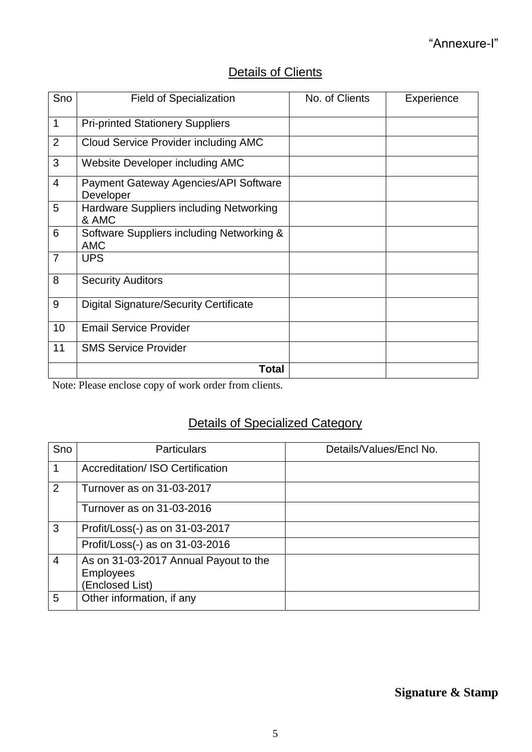“Annexure-I”

## Details of Clients

| Sno | Field of Specialization | No. of Clients | Experience |
|---|---|---|---|
| 1 | Pri-printed Stationery Suppliers | | |
| 2 | Cloud Service Provider including AMC | | |
| 3 | Website Developer including AMC | | |
| 4 | Payment Gateway Agencies/API Software Developer | | |
| 5 | Hardware Suppliers including Networking & AMC | | |
| 6 | Software Suppliers including Networking & AMC | | |
| 7 | UPS | | |
| 8 | Security Auditors | | |
| 9 | Digital Signature/Security Certificate | | |
| 10 | Email Service Provider | | |
| 11 | SMS Service Provider | | |
| | **Total** | | |

Note: Please enclose copy of work order from clients.

## Details of Specialized Category

| Sno | Particulars | Details/Values/Encl No. |
|---|---|---|
| 1 | Accreditation/ ISO Certification | |
| 2 | Turnover as on 31-03-2017 | |
| | Turnover as on 31-03-2016 | |
| 3 | Profit/Loss(-) as on 31-03-2017 | |
| | Profit/Loss(-) as on 31-03-2016 | |
| 4 | As on 31-03-2017 Annual Payout to the Employees (Enclosed List) | |
| 5 | Other information, if any | |

**Signature & Stamp**